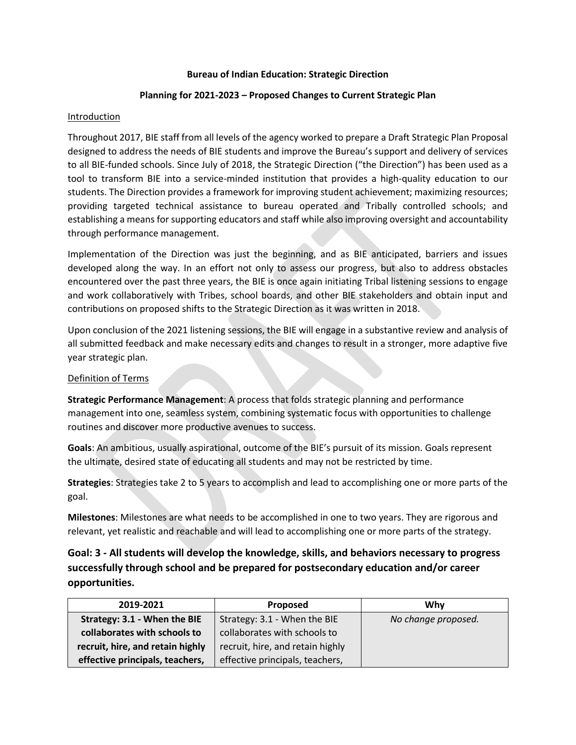**Bureau of Indian Education: Strategic Direction**

**Planning for 2021-2023 – Proposed Changes to Current Strategic Plan**

## Introduction

Throughout 2017, BIE staff from all levels of the agency worked to prepare a Draft Strategic Plan Proposal designed to address the needs of BIE students and improve the Bureau's support and delivery of services to all BIE-funded schools. Since July of 2018, the Strategic Direction ("the Direction") has been used as a tool to transform BIE into a service-minded institution that provides a high-quality education to our students. The Direction provides a framework for improving student achievement; maximizing resources; providing targeted technical assistance to bureau operated and Tribally controlled schools; and establishing a means for supporting educators and staff while also improving oversight and accountability through performance management.

Implementation of the Direction was just the beginning, and as BIE anticipated, barriers and issues developed along the way. In an effort not only to assess our progress, but also to address obstacles encountered over the past three years, the BIE is once again initiating Tribal listening sessions to engage and work collaboratively with Tribes, school boards, and other BIE stakeholders and obtain input and contributions on proposed shifts to the Strategic Direction as it was written in 2018.

Upon conclusion of the 2021 listening sessions, the BIE will engage in a substantive review and analysis of all submitted feedback and make necessary edits and changes to result in a stronger, more adaptive five year strategic plan.

## Definition of Terms

**Strategic Performance Management**: A process that folds strategic planning and performance management into one, seamless system, combining systematic focus with opportunities to challenge routines and discover more productive avenues to success.

**Goals**: An ambitious, usually aspirational, outcome of the BIE's pursuit of its mission. Goals represent the ultimate, desired state of educating all students and may not be restricted by time.

**Strategies**: Strategies take 2 to 5 years to accomplish and lead to accomplishing one or more parts of the goal.

**Milestones**: Milestones are what needs to be accomplished in one to two years. They are rigorous and relevant, yet realistic and reachable and will lead to accomplishing one or more parts of the strategy.

## Goal: 3 - All students will develop the knowledge, skills, and behaviors necessary to progress successfully through school and be prepared for postsecondary education and/or career opportunities.

| 2019-2021 | Proposed | Why |
|---|---|---|
| **Strategy: 3.1 - When the BIE collaborates with schools to recruit, hire, and retain highly effective principals, teachers,** | Strategy: 3.1 - When the BIE collaborates with schools to recruit, hire, and retain highly effective principals, teachers, | *No change proposed.* |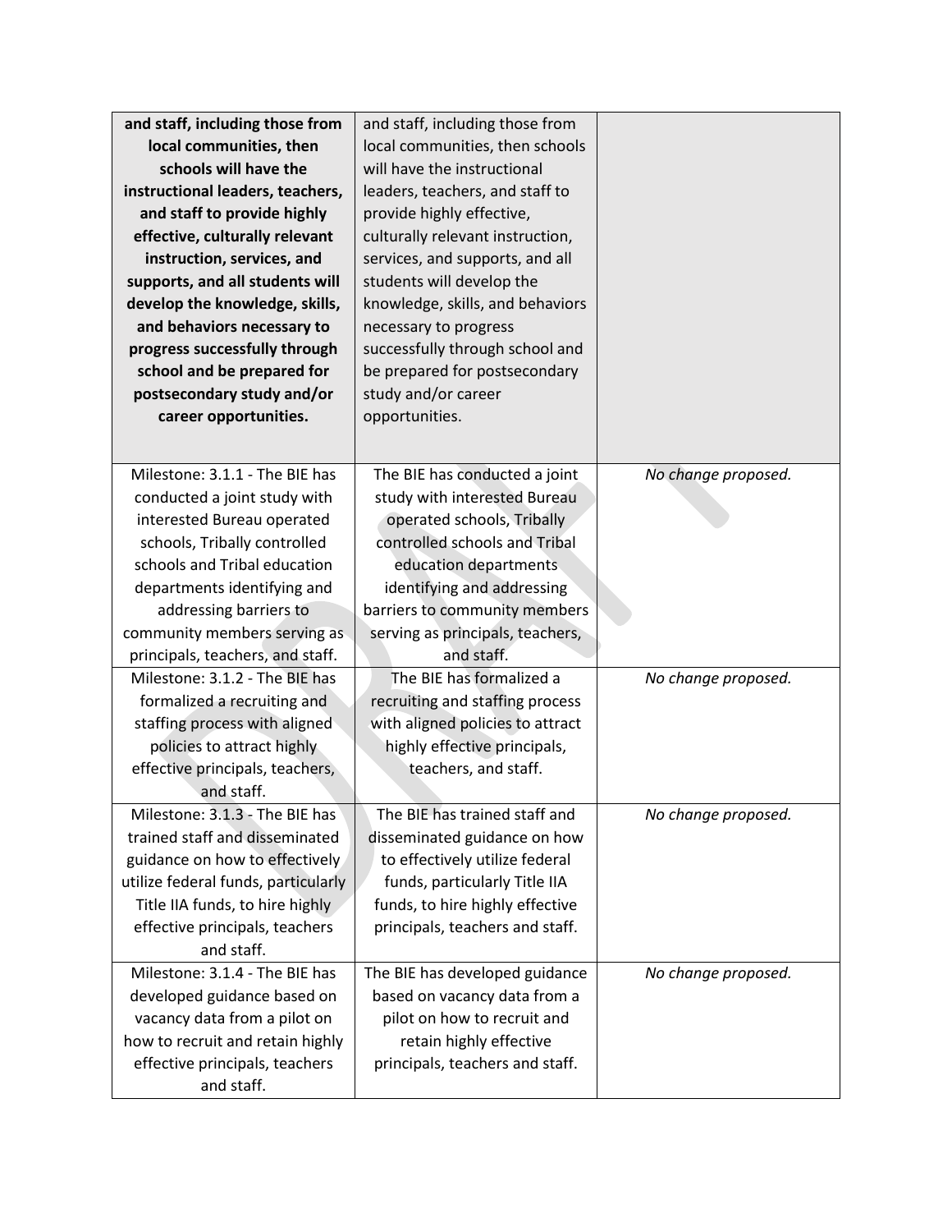| **and staff, including those from local communities, then schools will have the instructional leaders, teachers, and staff to provide highly effective, culturally relevant instruction, services, and supports, and all students will develop the knowledge, skills, and behaviors necessary to progress successfully through school and be prepared for postsecondary study and/or career opportunities.** | and staff, including those from local communities, then schools will have the instructional leaders, teachers, and staff to provide highly effective, culturally relevant instruction, services, and supports, and all students will develop the knowledge, skills, and behaviors necessary to progress successfully through school and be prepared for postsecondary study and/or career opportunities. | |
|---|---|---|
| Milestone: 3.1.1 - The BIE has conducted a joint study with interested Bureau operated schools, Tribally controlled schools and Tribal education departments identifying and addressing barriers to community members serving as principals, teachers, and staff. | The BIE has conducted a joint study with interested Bureau operated schools, Tribally controlled schools and Tribal education departments identifying and addressing barriers to community members serving as principals, teachers, and staff. | *No change proposed.* |
| Milestone: 3.1.2 - The BIE has formalized a recruiting and staffing process with aligned policies to attract highly effective principals, teachers, and staff. | The BIE has formalized a recruiting and staffing process with aligned policies to attract highly effective principals, teachers, and staff. | *No change proposed.* |
| Milestone: 3.1.3 - The BIE has trained staff and disseminated guidance on how to effectively utilize federal funds, particularly Title IIA funds, to hire highly effective principals, teachers and staff. | The BIE has trained staff and disseminated guidance on how to effectively utilize federal funds, particularly Title IIA funds, to hire highly effective principals, teachers and staff. | *No change proposed.* |
| Milestone: 3.1.4 - The BIE has developed guidance based on vacancy data from a pilot on how to recruit and retain highly effective principals, teachers and staff. | The BIE has developed guidance based on vacancy data from a pilot on how to recruit and retain highly effective principals, teachers and staff. | *No change proposed.* |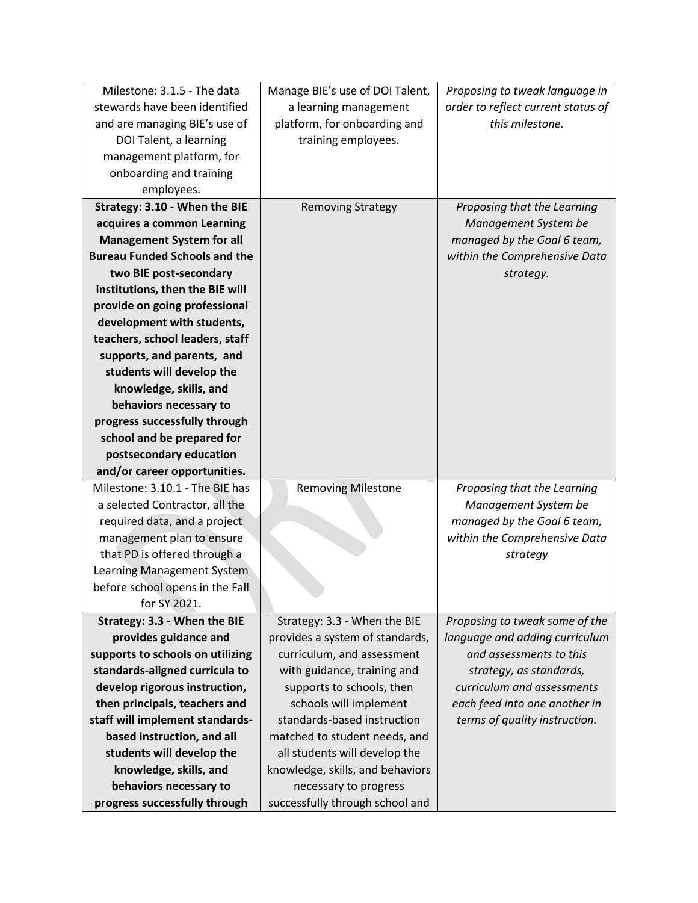| | | |
|---|---|---|
| Milestone: 3.1.5 - The data stewards have been identified and are managing BIE's use of DOI Talent, a learning management platform, for onboarding and training employees. | Manage BIE's use of DOI Talent, a learning management platform, for onboarding and training employees. | *Proposing to tweak language in order to reflect current status of this milestone.* |
| **Strategy: 3.10 - When the BIE acquires a common Learning Management System for all Bureau Funded Schools and the two BIE post-secondary institutions, then the BIE will provide on going professional development with students, teachers, school leaders, staff supports, and parents, and students will develop the knowledge, skills, and behaviors necessary to progress successfully through school and be prepared for postsecondary education and/or career opportunities.** | Removing Strategy | *Proposing that the Learning Management System be managed by the Goal 6 team, within the Comprehensive Data strategy.* |
| Milestone: 3.10.1 - The BIE has a selected Contractor, all the required data, and a project management plan to ensure that PD is offered through a Learning Management System before school opens in the Fall for SY 2021. | Removing Milestone | *Proposing that the Learning Management System be managed by the Goal 6 team, within the Comprehensive Data strategy* |
| **Strategy: 3.3 - When the BIE provides guidance and supports to schools on utilizing standards-aligned curricula to develop rigorous instruction, then principals, teachers and staff will implement standards-based instruction, and all students will develop the knowledge, skills, and behaviors necessary to progress successfully through** | Strategy: 3.3 - When the BIE provides a system of standards, curriculum, and assessment with guidance, training and supports to schools, then schools will implement standards-based instruction matched to student needs, and all students will develop the knowledge, skills, and behaviors necessary to progress successfully through school and | *Proposing to tweak some of the language and adding curriculum and assessments to this strategy, as standards, curriculum and assessments each feed into one another in terms of quality instruction.* |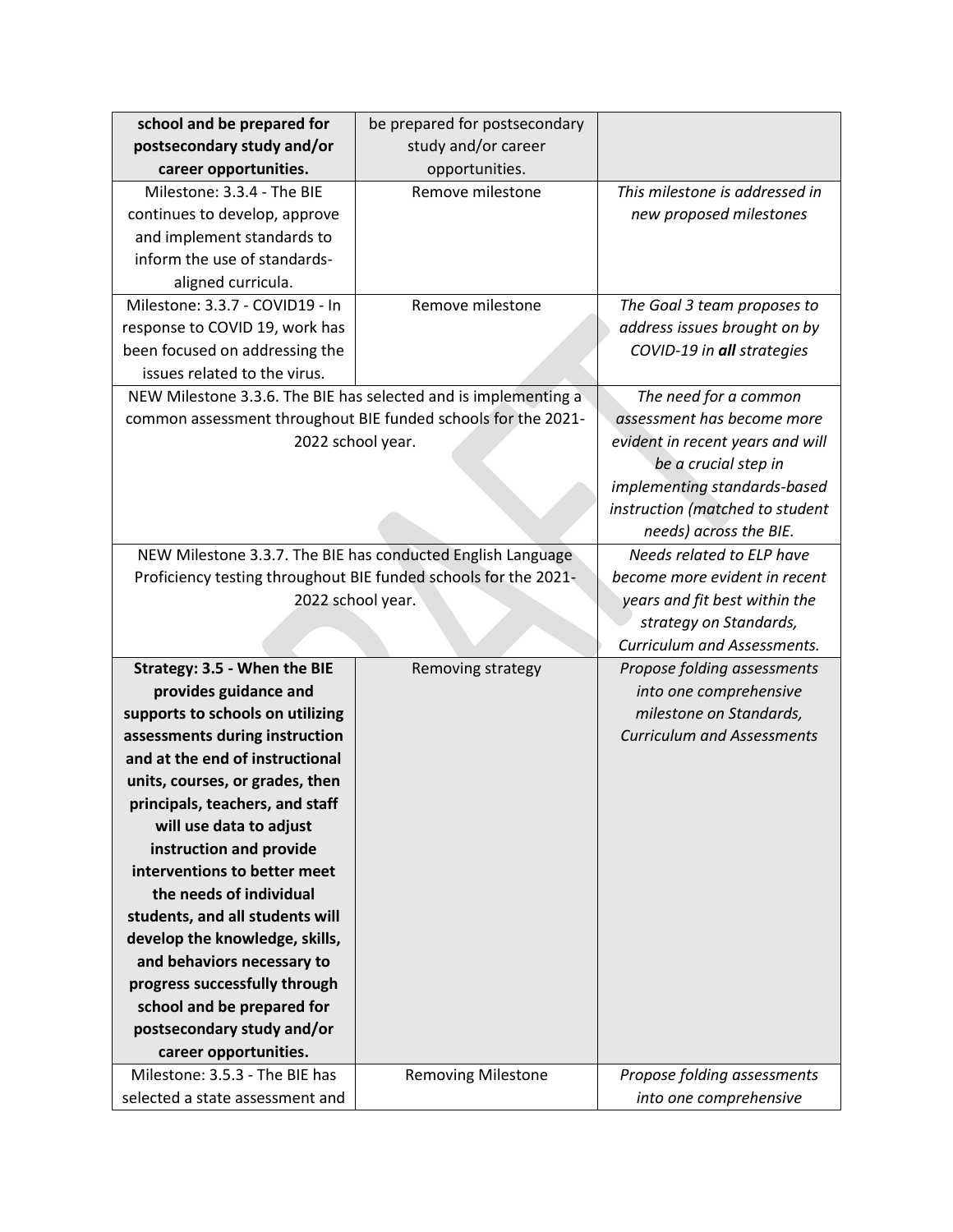| | | |
|---|---|---|
| **school and be prepared for postsecondary study and/or career opportunities.** | be prepared for postsecondary study and/or career opportunities. | |
| Milestone: 3.3.4 - The BIE continues to develop, approve and implement standards to inform the use of standards-aligned curricula. | Remove milestone | *This milestone is addressed in new proposed milestones* |
| Milestone: 3.3.7 - COVID19 - In response to COVID 19, work has been focused on addressing the issues related to the virus. | Remove milestone | *The Goal 3 team proposes to address issues brought on by COVID-19 in **all** strategies* |
| NEW Milestone 3.3.6. The BIE has selected and is implementing a common assessment throughout BIE funded schools for the 2021-2022 school year. | | *The need for a common assessment has become more evident in recent years and will be a crucial step in implementing standards-based instruction (matched to student needs) across the BIE.* |
| NEW Milestone 3.3.7. The BIE has conducted English Language Proficiency testing throughout BIE funded schools for the 2021-2022 school year. | | *Needs related to ELP have become more evident in recent years and fit best within the strategy on Standards, Curriculum and Assessments.* |
| **Strategy: 3.5 - When the BIE provides guidance and supports to schools on utilizing assessments during instruction and at the end of instructional units, courses, or grades, then principals, teachers, and staff will use data to adjust instruction and provide interventions to better meet the needs of individual students, and all students will develop the knowledge, skills, and behaviors necessary to progress successfully through school and be prepared for postsecondary study and/or career opportunities.** | Removing strategy | *Propose folding assessments into one comprehensive milestone on Standards, Curriculum and Assessments* |
| Milestone: 3.5.3 - The BIE has selected a state assessment and | Removing Milestone | *Propose folding assessments into one comprehensive* |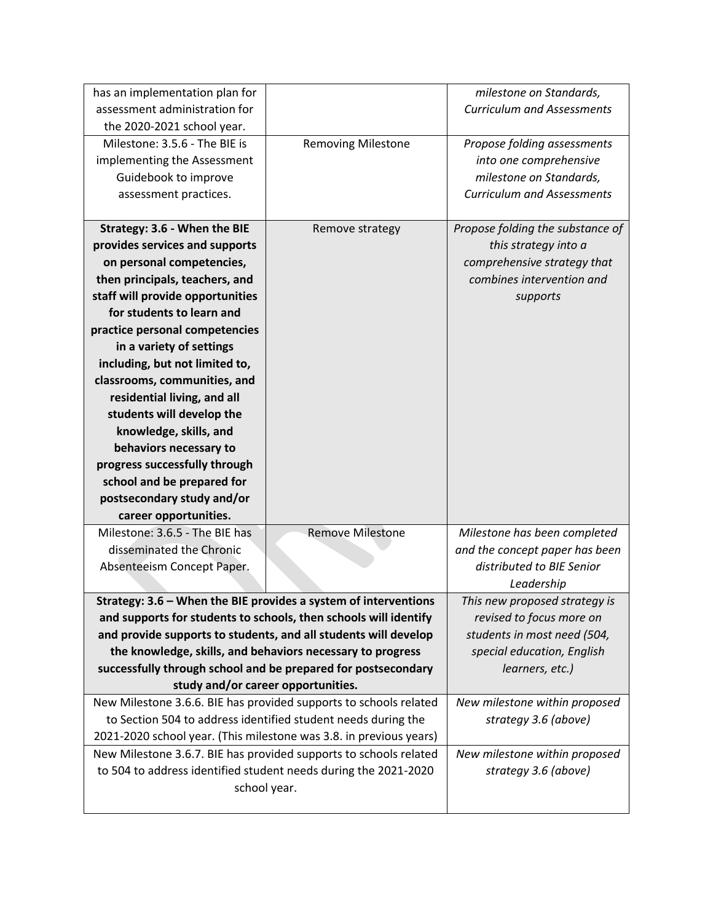| | | |
|---|---|---|
| has an implementation plan for assessment administration for the 2020-2021 school year. | | *milestone on Standards, Curriculum and Assessments* |
| Milestone: 3.5.6 - The BIE is implementing the Assessment Guidebook to improve assessment practices. | Removing Milestone | *Propose folding assessments into one comprehensive milestone on Standards, Curriculum and Assessments* |
| **Strategy: 3.6 - When the BIE provides services and supports on personal competencies, then principals, teachers, and staff will provide opportunities for students to learn and practice personal competencies in a variety of settings including, but not limited to, classrooms, communities, and residential living, and all students will develop the knowledge, skills, and behaviors necessary to progress successfully through school and be prepared for postsecondary study and/or career opportunities.** | Remove strategy | *Propose folding the substance of this strategy into a comprehensive strategy that combines intervention and supports* |
| Milestone: 3.6.5 - The BIE has disseminated the Chronic Absenteeism Concept Paper. | Remove Milestone | *Milestone has been completed and the concept paper has been distributed to BIE Senior Leadership* |
| **Strategy: 3.6 – When the BIE provides a system of interventions and supports for students to schools, then schools will identify and provide supports to students, and all students will develop the knowledge, skills, and behaviors necessary to progress successfully through school and be prepared for postsecondary study and/or career opportunities.** | | *This new proposed strategy is revised to focus more on students in most need (504, special education, English learners, etc.)* |
| New Milestone 3.6.6. BIE has provided supports to schools related to Section 504 to address identified student needs during the 2021-2020 school year. (This milestone was 3.8. in previous years) | | *New milestone within proposed strategy 3.6 (above)* |
| New Milestone 3.6.7. BIE has provided supports to schools related to 504 to address identified student needs during the 2021-2020 school year. | | *New milestone within proposed strategy 3.6 (above)* |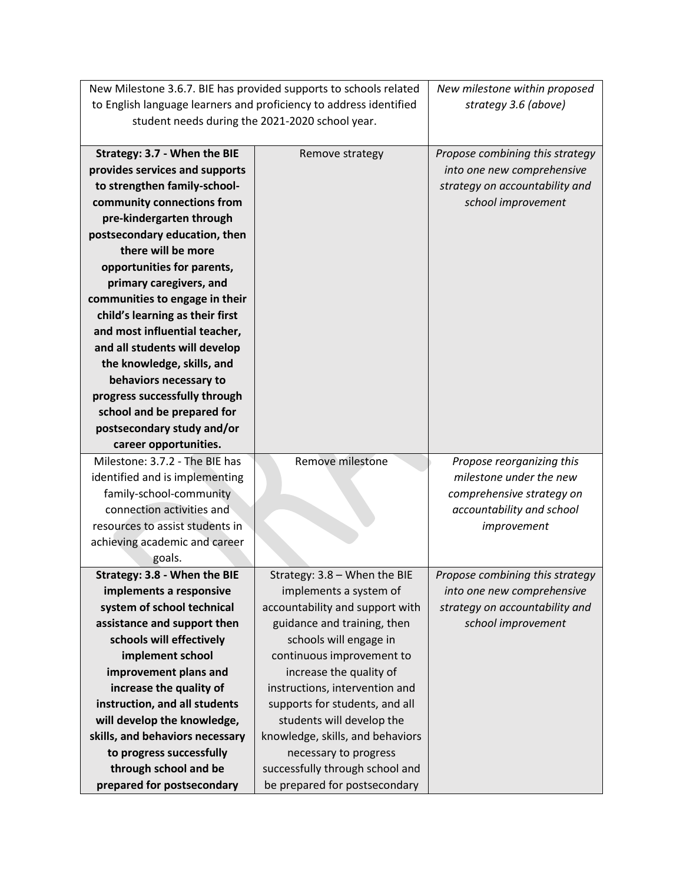| | | |
|---|---|---|
| New Milestone 3.6.7. BIE has provided supports to schools related to English language learners and proficiency to address identified student needs during the 2021-2020 school year. | | *New milestone within proposed strategy 3.6 (above)* |
| **Strategy: 3.7 - When the BIE provides services and supports to strengthen family-school-community connections from pre-kindergarten through postsecondary education, then there will be more opportunities for parents, primary caregivers, and communities to engage in their child's learning as their first and most influential teacher, and all students will develop the knowledge, skills, and behaviors necessary to progress successfully through school and be prepared for postsecondary study and/or career opportunities.** | Remove strategy | *Propose combining this strategy into one new comprehensive strategy on accountability and school improvement* |
| Milestone: 3.7.2 - The BIE has identified and is implementing family-school-community connection activities and resources to assist students in achieving academic and career goals. | Remove milestone | *Propose reorganizing this milestone under the new comprehensive strategy on accountability and school improvement* |
| **Strategy: 3.8 - When the BIE implements a responsive system of school technical assistance and support then schools will effectively implement school improvement plans and increase the quality of instruction, and all students will develop the knowledge, skills, and behaviors necessary to progress successfully through school and be prepared for postsecondary** | Strategy: 3.8 – When the BIE implements a system of accountability and support with guidance and training, then schools will engage in continuous improvement to increase the quality of instructions, intervention and supports for students, and all students will develop the knowledge, skills, and behaviors necessary to progress successfully through school and be prepared for postsecondary | *Propose combining this strategy into one new comprehensive strategy on accountability and school improvement* |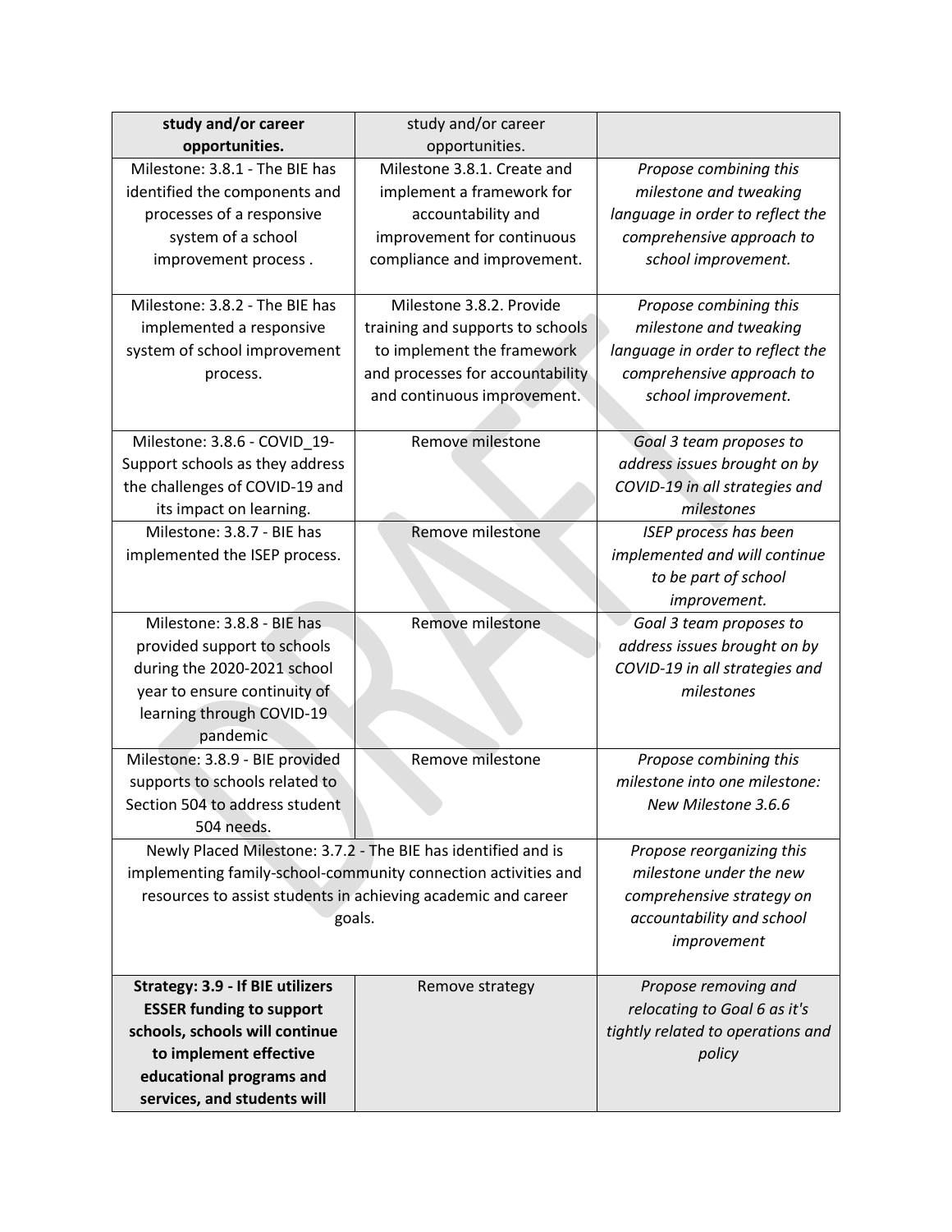| **study and/or career opportunities.** | study and/or career opportunities. | |
|---|---|---|
| Milestone: 3.8.1 - The BIE has identified the components and processes of a responsive system of a school improvement process . | Milestone 3.8.1. Create and implement a framework for accountability and improvement for continuous compliance and improvement. | *Propose combining this milestone and tweaking language in order to reflect the comprehensive approach to school improvement.* |
| Milestone: 3.8.2 - The BIE has implemented a responsive system of school improvement process. | Milestone 3.8.2. Provide training and supports to schools to implement the framework and processes for accountability and continuous improvement. | *Propose combining this milestone and tweaking language in order to reflect the comprehensive approach to school improvement.* |
| Milestone: 3.8.6 - COVID_19- Support schools as they address the challenges of COVID-19 and its impact on learning. | Remove milestone | *Goal 3 team proposes to address issues brought on by COVID-19 in all strategies and milestones* |
| Milestone: 3.8.7 - BIE has implemented the ISEP process. | Remove milestone | *ISEP process has been implemented and will continue to be part of school improvement.* |
| Milestone: 3.8.8 - BIE has provided support to schools during the 2020-2021 school year to ensure continuity of learning through COVID-19 pandemic | Remove milestone | *Goal 3 team proposes to address issues brought on by COVID-19 in all strategies and milestones* |
| Milestone: 3.8.9 - BIE provided supports to schools related to Section 504 to address student 504 needs. | Remove milestone | *Propose combining this milestone into one milestone: New Milestone 3.6.6* |
| Newly Placed Milestone: 3.7.2 - The BIE has identified and is implementing family-school-community connection activities and resources to assist students in achieving academic and career goals. | | *Propose reorganizing this milestone under the new comprehensive strategy on accountability and school improvement* |
| **Strategy: 3.9 - If BIE utilizers ESSER funding to support schools, schools will continue to implement effective educational programs and services, and students will** | Remove strategy | *Propose removing and relocating to Goal 6 as it's tightly related to operations and policy* |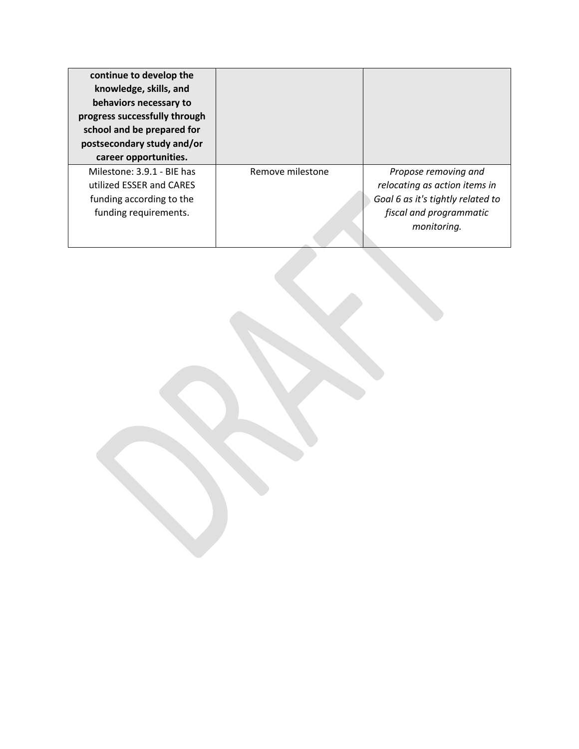| | | |
|---|---|---|
| **continue to develop the knowledge, skills, and behaviors necessary to progress successfully through school and be prepared for postsecondary study and/or career opportunities.** | | |
| Milestone: 3.9.1 - BIE has utilized ESSER and CARES funding according to the funding requirements. | Remove milestone | *Propose removing and relocating as action items in Goal 6 as it's tightly related to fiscal and programmatic monitoring.* |